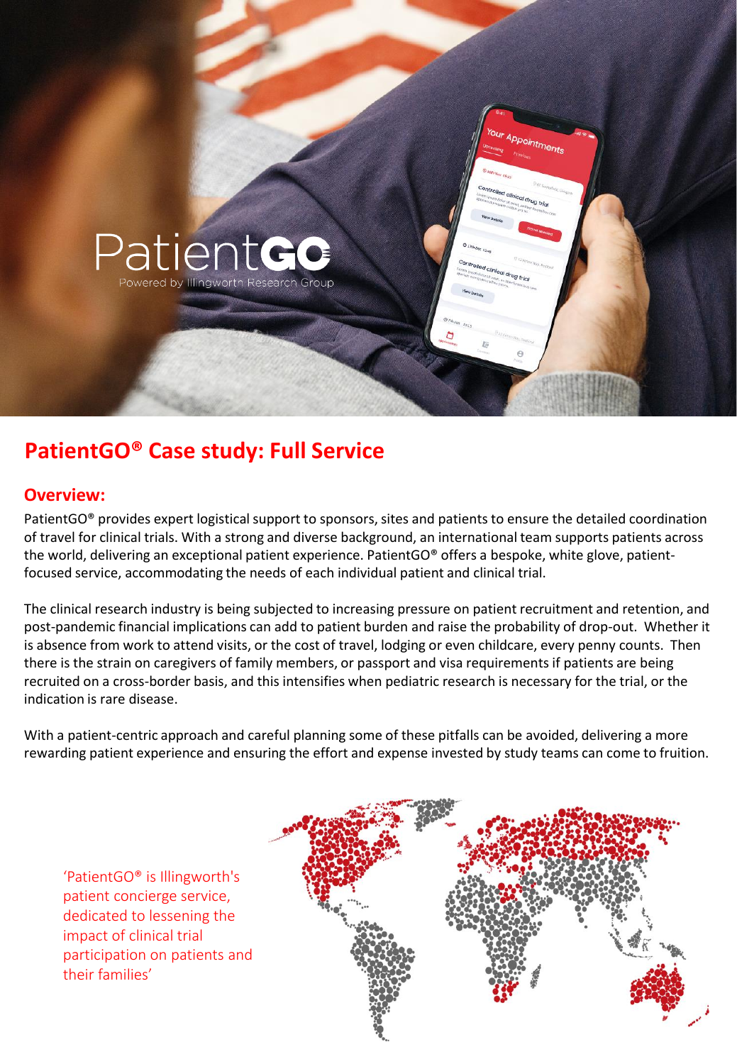PatientGO

Powered by Illingworth Research Group

# PatientGO® Case study: Full Service

## Overview:

PatientGO® provides expert logistical support to sponsors, sites and patients to ensure the detailed coordination of travel for clinical trials. With a strong and diverse background, an international team supports patients across the world, delivering an exceptional patient experience. PatientGO® offers a bespoke, white glove, patient-focused service, accommodating the needs of each individual patient and clinical trial.

The clinical research industry is being subjected to increasing pressure on patient recruitment and retention, and post-pandemic financial implications can add to patient burden and raise the probability of drop-out. Whether it is absence from work to attend visits, or the cost of travel, lodging or even childcare, every penny counts. Then there is the strain on caregivers of family members, or passport and visa requirements if patients are being recruited on a cross-border basis, and this intensifies when pediatric research is necessary for the trial, or the indication is rare disease.

With a patient-centric approach and careful planning some of these pitfalls can be avoided, delivering a more rewarding patient experience and ensuring the effort and expense invested by study teams can come to fruition.

'PatientGO® is Illingworth's patient concierge service, dedicated to lessening the impact of clinical trial participation on patients and their families'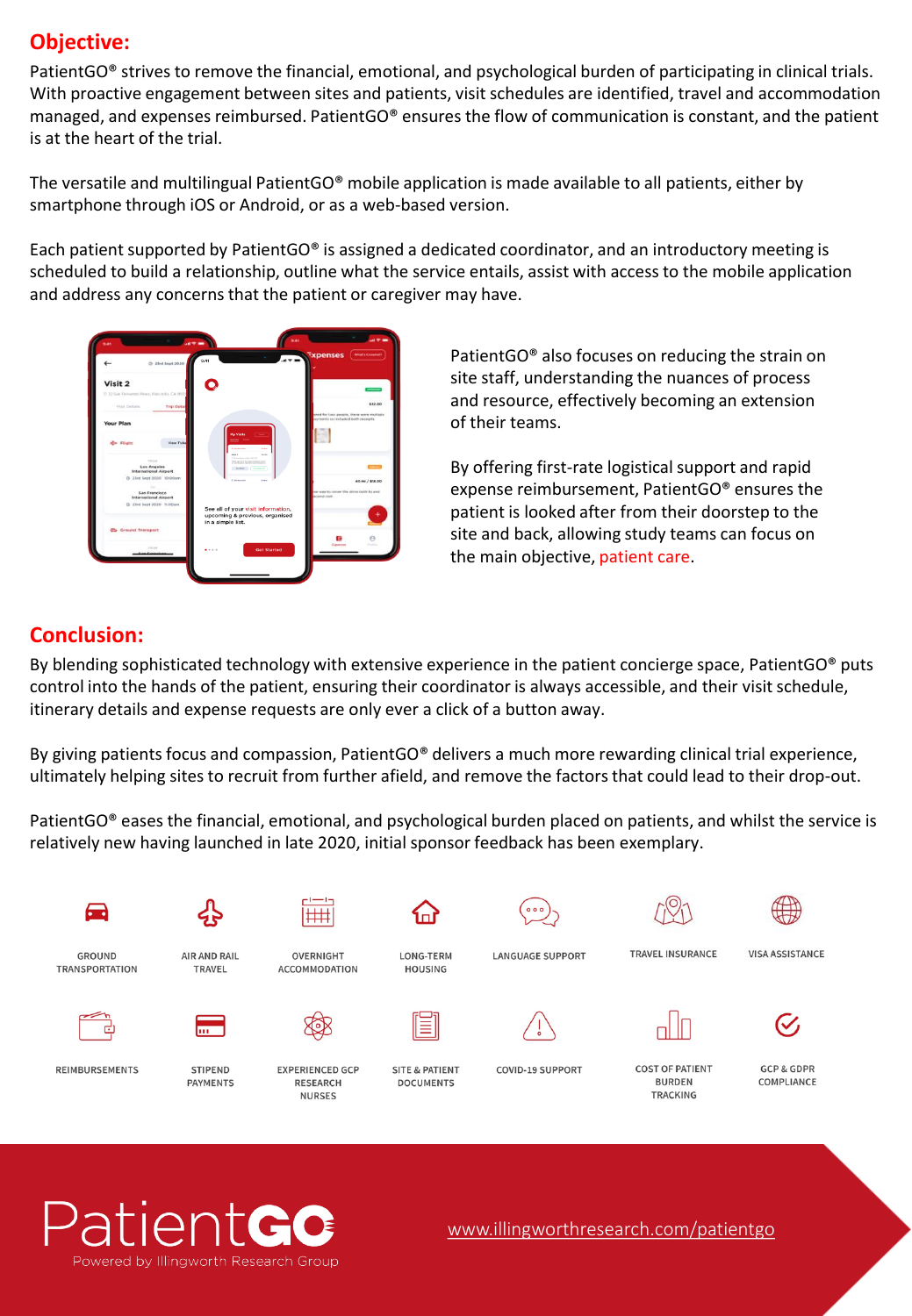## Objective:

PatientGO® strives to remove the financial, emotional, and psychological burden of participating in clinical trials. With proactive engagement between sites and patients, visit schedules are identified, travel and accommodation managed, and expenses reimbursed. PatientGO® ensures the flow of communication is constant, and the patient is at the heart of the trial.

The versatile and multilingual PatientGO® mobile application is made available to all patients, either by smartphone through iOS or Android, or as a web-based version.

Each patient supported by PatientGO® is assigned a dedicated coordinator, and an introductory meeting is scheduled to build a relationship, outline what the service entails, assist with access to the mobile application and address any concerns that the patient or caregiver may have.

PatientGO® also focuses on reducing the strain on site staff, understanding the nuances of process and resource, effectively becoming an extension of their teams.

By offering first-rate logistical support and rapid expense reimbursement, PatientGO® ensures the patient is looked after from their doorstep to the site and back, allowing study teams can focus on the main objective, patient care.

## Conclusion:

By blending sophisticated technology with extensive experience in the patient concierge space, PatientGO® puts control into the hands of the patient, ensuring their coordinator is always accessible, and their visit schedule, itinerary details and expense requests are only ever a click of a button away.

By giving patients focus and compassion, PatientGO® delivers a much more rewarding clinical trial experience, ultimately helping sites to recruit from further afield, and remove the factors that could lead to their drop-out.

PatientGO® eases the financial, emotional, and psychological burden placed on patients, and whilst the service is relatively new having launched in late 2020, initial sponsor feedback has been exemplary.

GROUND TRANSPORTATION

AIR AND RAIL TRAVEL

OVERNIGHT ACCOMMODATION

LONG-TERM HOUSING

LANGUAGE SUPPORT

TRAVEL INSURANCE

VISA ASSISTANCE

REIMBURSEMENTS

STIPEND PAYMENTS

EXPERIENCED GCP RESEARCH NURSES

SITE & PATIENT DOCUMENTS

COVID-19 SUPPORT

COST OF PATIENT BURDEN TRACKING

GCP & GDPR COMPLIANCE

PatientGO

Powered by Illingworth Research Group

www.illingworthresearch.com/patientgo